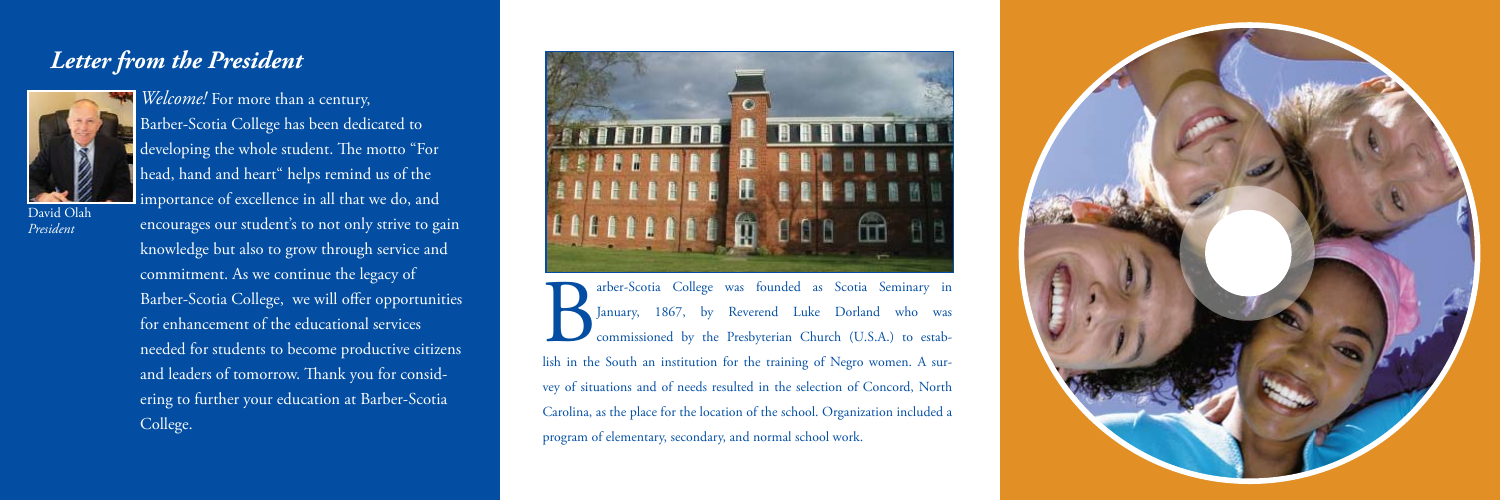## *Letter from the President*

David Olah
*President*

*Welcome!* For more than a century, Barber-Scotia College has been dedicated to developing the whole student. The motto "For head, hand and heart" helps remind us of the importance of excellence in all that we do, and encourages our student's to not only strive to gain knowledge but also to grow through service and commitment. As we continue the legacy of Barber-Scotia College, we will offer opportunities for enhancement of the educational services needed for students to become productive citizens and leaders of tomorrow. Thank you for considering to further your education at Barber-Scotia College.

Barber-Scotia College was founded as Scotia Seminary in January, 1867, by Reverend Luke Dorland who was commissioned by the Presbyterian Church (U.S.A.) to establish in the South an institution for the training of Negro women. A survey of situations and of needs resulted in the selection of Concord, North Carolina, as the place for the location of the school. Organization included a program of elementary, secondary, and normal school work.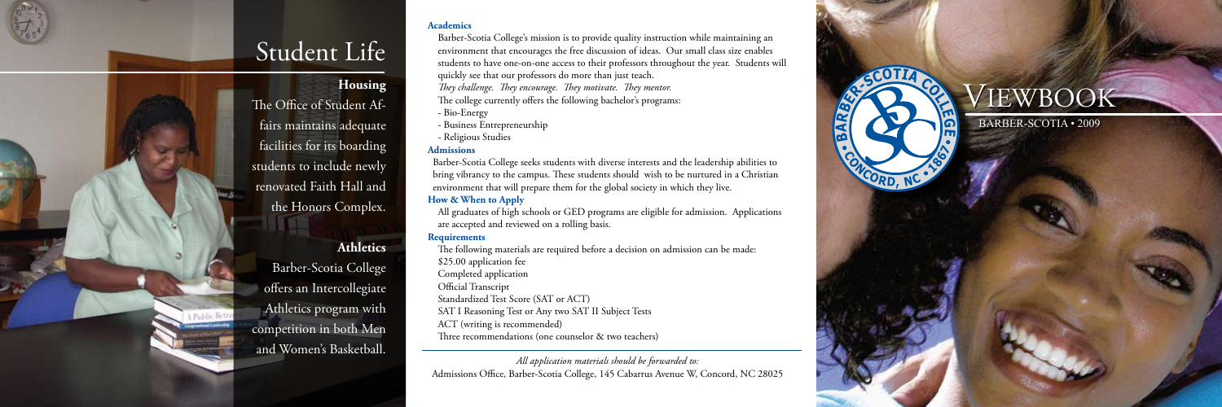# Student Life

## Housing

The Office of Student Affairs maintains adequate facilities for its boarding students to include newly renovated Faith Hall and the Honors Complex.

## Athletics

Barber-Scotia College offers an Intercollegiate Athletics program with competition in both Men and Women's Basketball.

### Academics

Barber-Scotia College's mission is to provide quality instruction while maintaining an environment that encourages the free discussion of ideas. Our small class size enables students to have one-on-one access to their professors throughout the year. Students will quickly see that our professors do more than just teach.

*They challenge. They encourage. They motivate. They mentor.*

The college currently offers the following bachelor's programs:

- Bio-Energy
- Business Entrepreneurship
- Religious Studies

### Admissions

Barber-Scotia College seeks students with diverse interests and the leadership abilities to bring vibrancy to the campus. These students should wish to be nurtured in a Christian environment that will prepare them for the global society in which they live.

### How & When to Apply

All graduates of high schools or GED programs are eligible for admission. Applications are accepted and reviewed on a rolling basis.

### Requirements

The following materials are required before a decision on admission can be made:

$25.00 application fee
Completed application
Official Transcript
Standardized Test Score (SAT or ACT)
SAT I Reasoning Test or Any two SAT II Subject Tests
ACT (writing is recommended)
Three recommendations (one counselor & two teachers)

*All application materials should be forwarded to:*
Admissions Office, Barber-Scotia College, 145 Cabarrus Avenue W, Concord, NC 28025

BARBER-SCOTIA COLLEGE • CONCORD, NC • 1867

# Viewbook

BARBER-SCOTIA • 2009